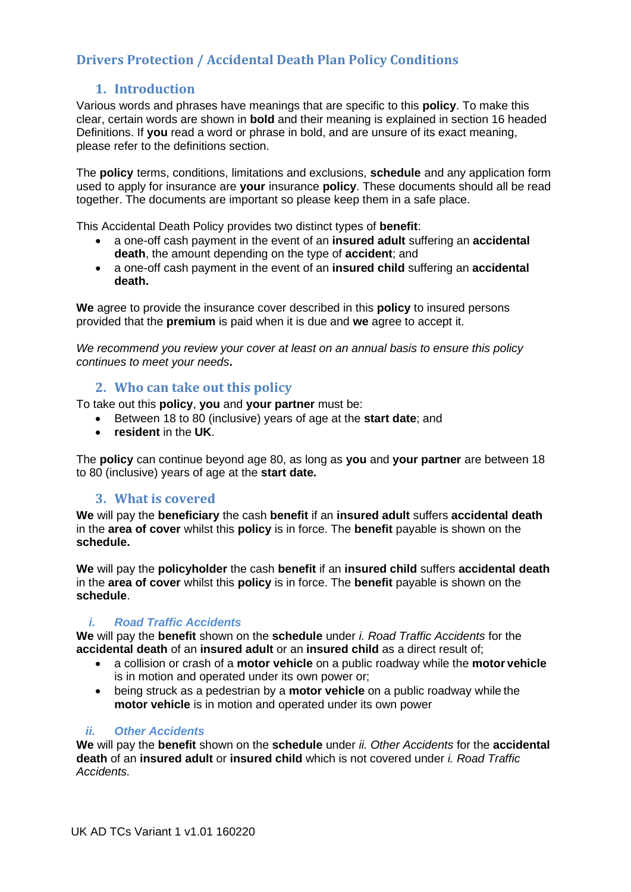# Drivers Protection / Accidental Death Plan Policy Conditions

## 1. Introduction

Various words and phrases have meanings that are specific to this **policy**. To make this clear, certain words are shown in **bold** and their meaning is explained in section 16 headed Definitions. If **you** read a word or phrase in bold, and are unsure of its exact meaning, please refer to the definitions section.

The **policy** terms, conditions, limitations and exclusions, **schedule** and any application form used to apply for insurance are **your** insurance **policy**. These documents should all be read together. The documents are important so please keep them in a safe place.

This Accidental Death Policy provides two distinct types of **benefit**:

- a one-off cash payment in the event of an **insured adult** suffering an **accidental death**, the amount depending on the type of **accident**; and
- a one-off cash payment in the event of an **insured child** suffering an **accidental death.**

**We** agree to provide the insurance cover described in this **policy** to insured persons provided that the **premium** is paid when it is due and **we** agree to accept it.

*We recommend you review your cover at least on an annual basis to ensure this policy continues to meet your needs***.**

## 2. Who can take out this policy

To take out this **policy**, **you** and **your partner** must be:

- Between 18 to 80 (inclusive) years of age at the **start date**; and
- **resident** in the **UK**.

The **policy** can continue beyond age 80, as long as **you** and **your partner** are between 18 to 80 (inclusive) years of age at the **start date.**

## 3. What is covered

**We** will pay the **beneficiary** the cash **benefit** if an **insured adult** suffers **accidental death** in the **area of cover** whilst this **policy** is in force. The **benefit** payable is shown on the **schedule.**

**We** will pay the **policyholder** the cash **benefit** if an **insured child** suffers **accidental death** in the **area of cover** whilst this **policy** is in force. The **benefit** payable is shown on the **schedule**.

### *i. Road Traffic Accidents*

**We** will pay the **benefit** shown on the **schedule** under *i. Road Traffic Accidents* for the **accidental death** of an **insured adult** or an **insured child** as a direct result of;

- a collision or crash of a **motor vehicle** on a public roadway while the **motor vehicle** is in motion and operated under its own power or;
- being struck as a pedestrian by a **motor vehicle** on a public roadway while the **motor vehicle** is in motion and operated under its own power

### *ii. Other Accidents*

**We** will pay the **benefit** shown on the **schedule** under *ii. Other Accidents* for the **accidental death** of an **insured adult** or **insured child** which is not covered under *i. Road Traffic Accidents.*

UK AD TCs Variant 1 v1.01 160220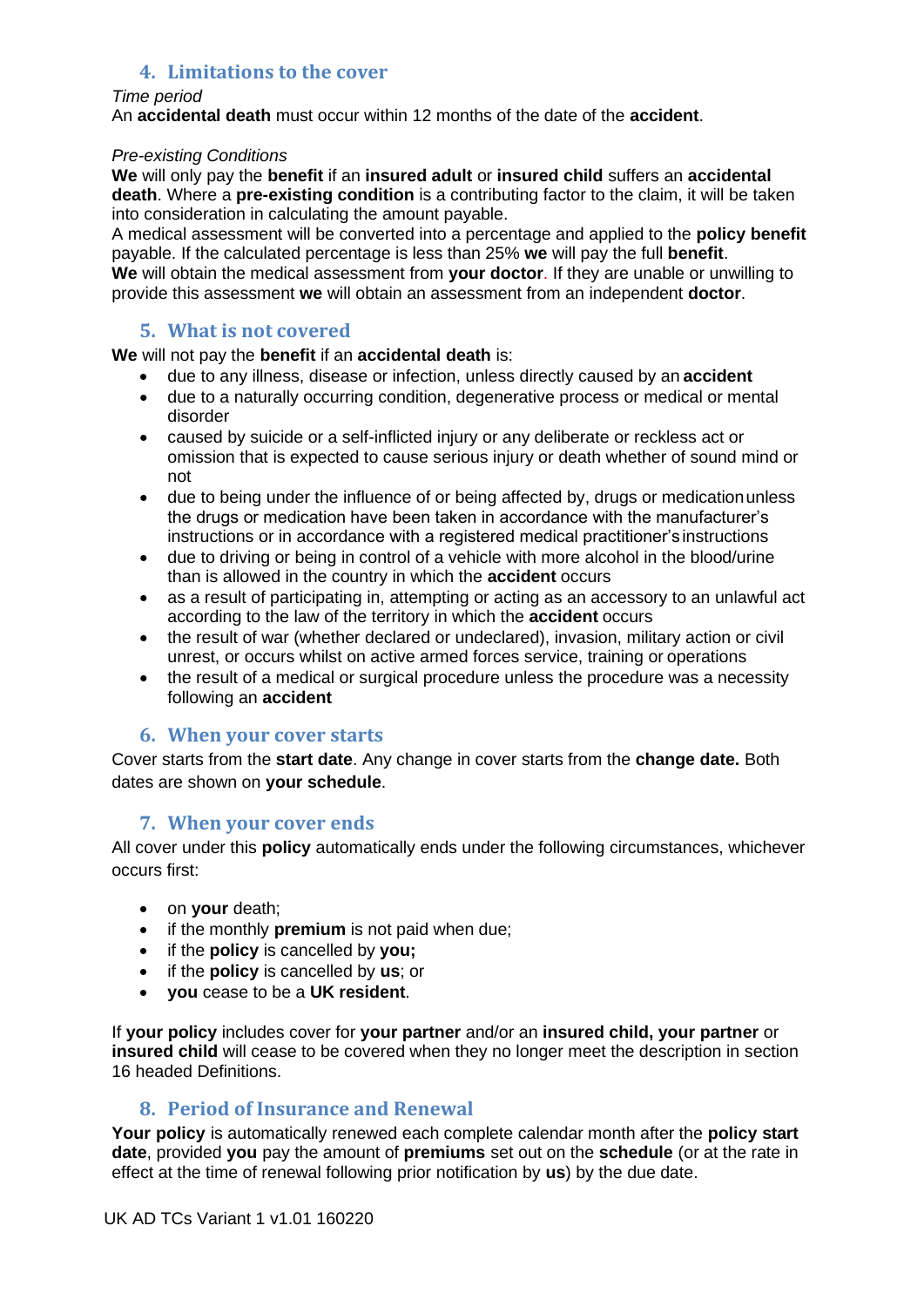## 4. Limitations to the cover

*Time period*

An **accidental death** must occur within 12 months of the date of the **accident**.

*Pre-existing Conditions*

**We** will only pay the **benefit** if an **insured adult** or **insured child** suffers an **accidental death**. Where a **pre-existing condition** is a contributing factor to the claim, it will be taken into consideration in calculating the amount payable.

A medical assessment will be converted into a percentage and applied to the **policy benefit** payable. If the calculated percentage is less than 25% **we** will pay the full **benefit**.

**We** will obtain the medical assessment from **your doctor**. If they are unable or unwilling to provide this assessment **we** will obtain an assessment from an independent **doctor**.

## 5. What is not covered

**We** will not pay the **benefit** if an **accidental death** is:

- due to any illness, disease or infection, unless directly caused by an **accident**
- due to a naturally occurring condition, degenerative process or medical or mental disorder
- caused by suicide or a self-inflicted injury or any deliberate or reckless act or omission that is expected to cause serious injury or death whether of sound mind or not
- due to being under the influence of or being affected by, drugs or medication unless the drugs or medication have been taken in accordance with the manufacturer's instructions or in accordance with a registered medical practitioner's instructions
- due to driving or being in control of a vehicle with more alcohol in the blood/urine than is allowed in the country in which the **accident** occurs
- as a result of participating in, attempting or acting as an accessory to an unlawful act according to the law of the territory in which the **accident** occurs
- the result of war (whether declared or undeclared), invasion, military action or civil unrest, or occurs whilst on active armed forces service, training or operations
- the result of a medical or surgical procedure unless the procedure was a necessity following an **accident**

## 6. When your cover starts

Cover starts from the **start date**. Any change in cover starts from the **change date.** Both dates are shown on **your schedule**.

## 7. When your cover ends

All cover under this **policy** automatically ends under the following circumstances, whichever occurs first:

- on **your** death;
- if the monthly **premium** is not paid when due;
- if the **policy** is cancelled by **you;**
- if the **policy** is cancelled by **us**; or
- **you** cease to be a **UK resident**.

If **your policy** includes cover for **your partner** and/or an **insured child, your partner** or **insured child** will cease to be covered when they no longer meet the description in section 16 headed Definitions.

## 8. Period of Insurance and Renewal

**Your policy** is automatically renewed each complete calendar month after the **policy start date**, provided **you** pay the amount of **premiums** set out on the **schedule** (or at the rate in effect at the time of renewal following prior notification by **us**) by the due date.

UK AD TCs Variant 1 v1.01 160220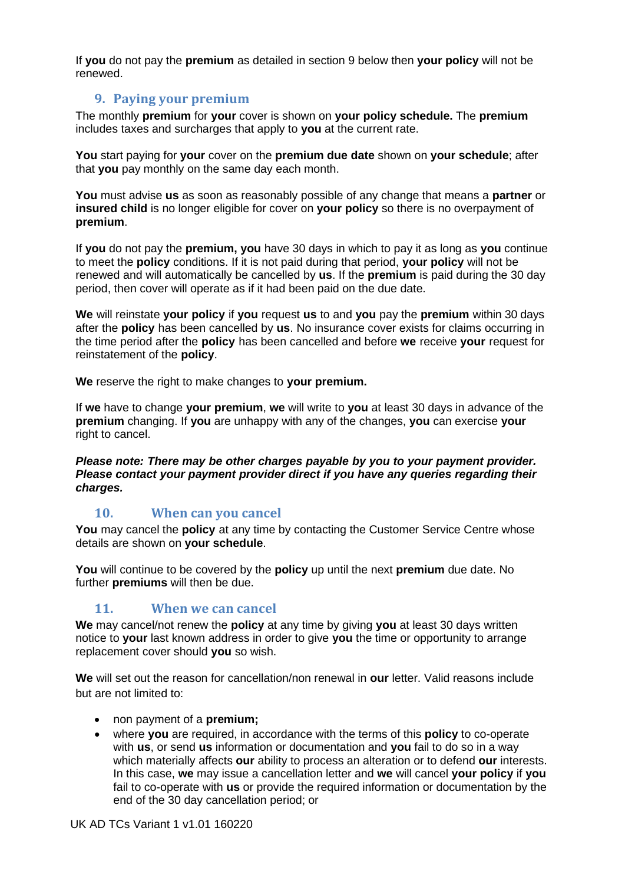If **you** do not pay the **premium** as detailed in section 9 below then **your policy** will not be renewed.

## 9. Paying your premium

The monthly **premium** for **your** cover is shown on **your policy schedule.** The **premium** includes taxes and surcharges that apply to **you** at the current rate.

**You** start paying for **your** cover on the **premium due date** shown on **your schedule**; after that **you** pay monthly on the same day each month.

**You** must advise **us** as soon as reasonably possible of any change that means a **partner** or **insured child** is no longer eligible for cover on **your policy** so there is no overpayment of **premium**.

If **you** do not pay the **premium, you** have 30 days in which to pay it as long as **you** continue to meet the **policy** conditions. If it is not paid during that period, **your policy** will not be renewed and will automatically be cancelled by **us**. If the **premium** is paid during the 30 day period, then cover will operate as if it had been paid on the due date.

**We** will reinstate **your policy** if **you** request **us** to and **you** pay the **premium** within 30 days after the **policy** has been cancelled by **us**. No insurance cover exists for claims occurring in the time period after the **policy** has been cancelled and before **we** receive **your** request for reinstatement of the **policy**.

**We** reserve the right to make changes to **your premium.**

If **we** have to change **your premium**, **we** will write to **you** at least 30 days in advance of the **premium** changing. If **you** are unhappy with any of the changes, **you** can exercise **your** right to cancel.

***Please note: There may be other charges payable by you to your payment provider. Please contact your payment provider direct if you have any queries regarding their charges.***

## 10. When can you cancel

**You** may cancel the **policy** at any time by contacting the Customer Service Centre whose details are shown on **your schedule**.

**You** will continue to be covered by the **policy** up until the next **premium** due date. No further **premiums** will then be due.

## 11. When we can cancel

**We** may cancel/not renew the **policy** at any time by giving **you** at least 30 days written notice to **your** last known address in order to give **you** the time or opportunity to arrange replacement cover should **you** so wish.

**We** will set out the reason for cancellation/non renewal in **our** letter. Valid reasons include but are not limited to:

- non payment of a **premium;**
- where **you** are required, in accordance with the terms of this **policy** to co-operate with **us**, or send **us** information or documentation and **you** fail to do so in a way which materially affects **our** ability to process an alteration or to defend **our** interests. In this case, **we** may issue a cancellation letter and **we** will cancel **your policy** if **you** fail to co-operate with **us** or provide the required information or documentation by the end of the 30 day cancellation period; or

UK AD TCs Variant 1 v1.01 160220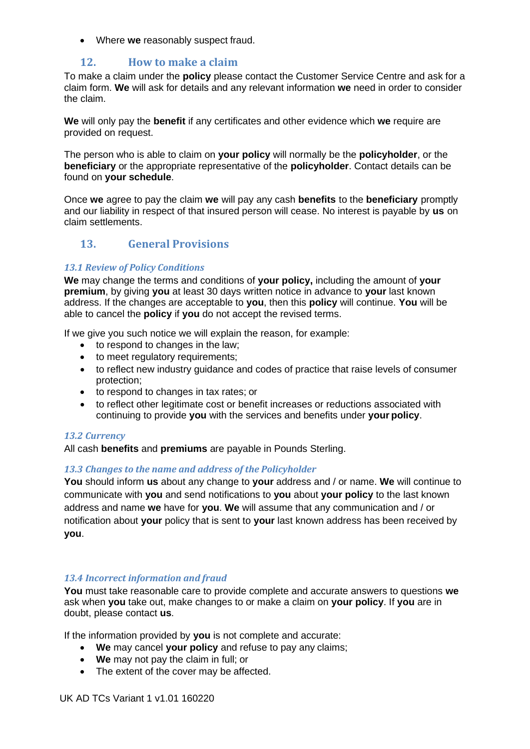- Where **we** reasonably suspect fraud.

## 12. How to make a claim

To make a claim under the **policy** please contact the Customer Service Centre and ask for a claim form. **We** will ask for details and any relevant information **we** need in order to consider the claim.

**We** will only pay the **benefit** if any certificates and other evidence which **we** require are provided on request.

The person who is able to claim on **your policy** will normally be the **policyholder**, or the **beneficiary** or the appropriate representative of the **policyholder**. Contact details can be found on **your schedule**.

Once **we** agree to pay the claim **we** will pay any cash **benefits** to the **beneficiary** promptly and our liability in respect of that insured person will cease. No interest is payable by **us** on claim settlements.

## 13. General Provisions

### *13.1 Review of Policy Conditions*

**We** may change the terms and conditions of **your policy,** including the amount of **your premium**, by giving **you** at least 30 days written notice in advance to **your** last known address. If the changes are acceptable to **you**, then this **policy** will continue. **You** will be able to cancel the **policy** if **you** do not accept the revised terms.

If we give you such notice we will explain the reason, for example:

- to respond to changes in the law;
- to meet regulatory requirements;
- to reflect new industry guidance and codes of practice that raise levels of consumer protection;
- to respond to changes in tax rates; or
- to reflect other legitimate cost or benefit increases or reductions associated with continuing to provide **you** with the services and benefits under **your policy**.

### *13.2 Currency*

All cash **benefits** and **premiums** are payable in Pounds Sterling.

### *13.3 Changes to the name and address of the Policyholder*

**You** should inform **us** about any change to **your** address and / or name. **We** will continue to communicate with **you** and send notifications to **you** about **your policy** to the last known address and name **we** have for **you**. **We** will assume that any communication and / or notification about **your** policy that is sent to **your** last known address has been received by **you**.

### *13.4 Incorrect information and fraud*

**You** must take reasonable care to provide complete and accurate answers to questions **we** ask when **you** take out, make changes to or make a claim on **your policy**. If **you** are in doubt, please contact **us**.

If the information provided by **you** is not complete and accurate:

- **We** may cancel **your policy** and refuse to pay any claims;
- **We** may not pay the claim in full; or
- The extent of the cover may be affected.

UK AD TCs Variant 1 v1.01 160220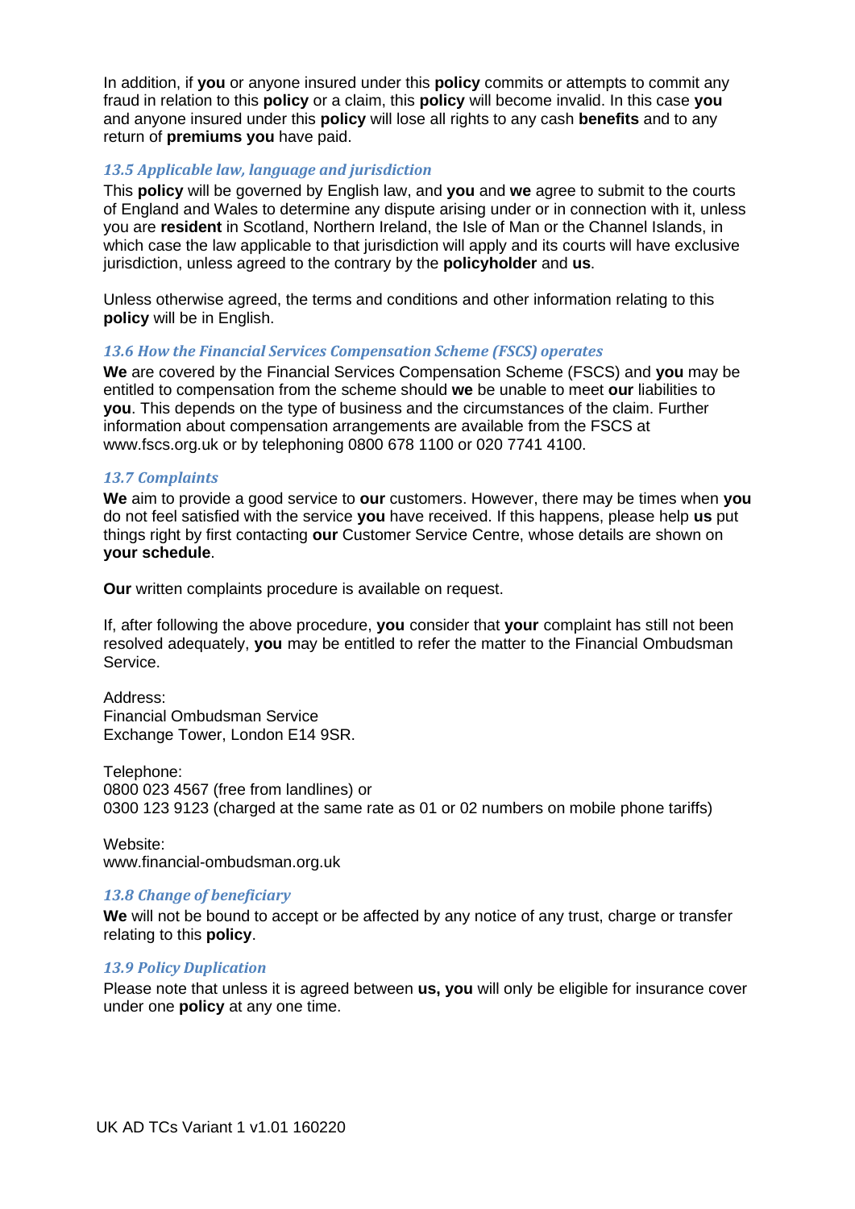In addition, if **you** or anyone insured under this **policy** commits or attempts to commit any fraud in relation to this **policy** or a claim, this **policy** will become invalid. In this case **you** and anyone insured under this **policy** will lose all rights to any cash **benefits** and to any return of **premiums you** have paid.

### *13.5 Applicable law, language and jurisdiction*

This **policy** will be governed by English law, and **you** and **we** agree to submit to the courts of England and Wales to determine any dispute arising under or in connection with it, unless you are **resident** in Scotland, Northern Ireland, the Isle of Man or the Channel Islands, in which case the law applicable to that jurisdiction will apply and its courts will have exclusive jurisdiction, unless agreed to the contrary by the **policyholder** and **us**.

Unless otherwise agreed, the terms and conditions and other information relating to this **policy** will be in English.

### *13.6 How the Financial Services Compensation Scheme (FSCS) operates*

**We** are covered by the Financial Services Compensation Scheme (FSCS) and **you** may be entitled to compensation from the scheme should **we** be unable to meet **our** liabilities to **you**. This depends on the type of business and the circumstances of the claim. Further information about compensation arrangements are available from the FSCS at www.fscs.org.uk or by telephoning 0800 678 1100 or 020 7741 4100.

### *13.7 Complaints*

**We** aim to provide a good service to **our** customers. However, there may be times when **you** do not feel satisfied with the service **you** have received. If this happens, please help **us** put things right by first contacting **our** Customer Service Centre, whose details are shown on **your schedule**.

**Our** written complaints procedure is available on request.

If, after following the above procedure, **you** consider that **your** complaint has still not been resolved adequately, **you** may be entitled to refer the matter to the Financial Ombudsman Service.

Address:
Financial Ombudsman Service
Exchange Tower, London E14 9SR.

Telephone:
0800 023 4567 (free from landlines) or
0300 123 9123 (charged at the same rate as 01 or 02 numbers on mobile phone tariffs)

Website:
www.financial-ombudsman.org.uk

### *13.8 Change of beneficiary*

**We** will not be bound to accept or be affected by any notice of any trust, charge or transfer relating to this **policy**.

### *13.9 Policy Duplication*

Please note that unless it is agreed between **us, you** will only be eligible for insurance cover under one **policy** at any one time.

UK AD TCs Variant 1 v1.01 160220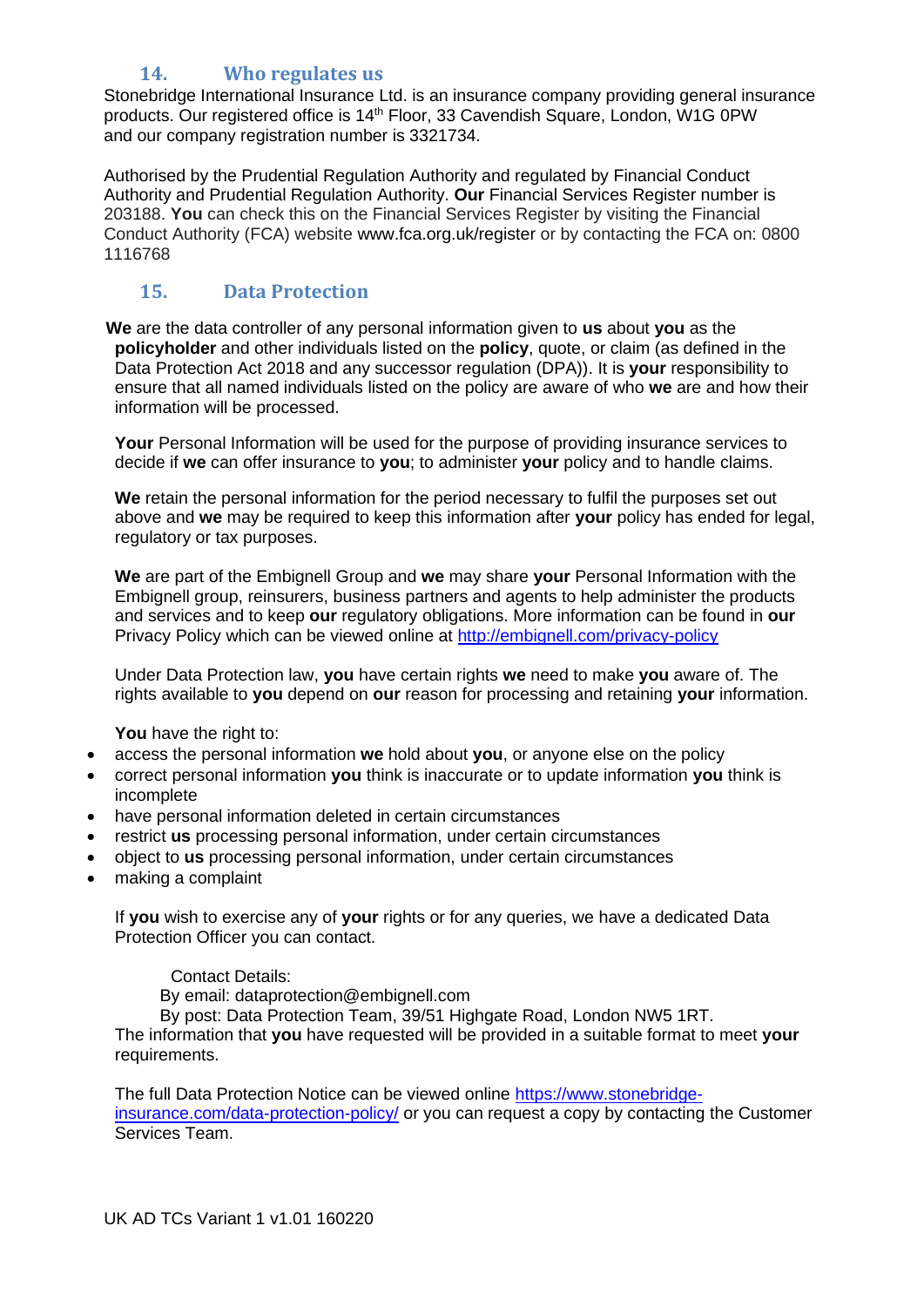## 14. Who regulates us

Stonebridge International Insurance Ltd. is an insurance company providing general insurance products. Our registered office is 14th Floor, 33 Cavendish Square, London, W1G 0PW and our company registration number is 3321734.

Authorised by the Prudential Regulation Authority and regulated by Financial Conduct Authority and Prudential Regulation Authority. **Our** Financial Services Register number is 203188. **You** can check this on the Financial Services Register by visiting the Financial Conduct Authority (FCA) website www.fca.org.uk/register or by contacting the FCA on: 0800 1116768

## 15. Data Protection

**We** are the data controller of any personal information given to **us** about **you** as the **policyholder** and other individuals listed on the **policy**, quote, or claim (as defined in the Data Protection Act 2018 and any successor regulation (DPA)). It is **your** responsibility to ensure that all named individuals listed on the policy are aware of who **we** are and how their information will be processed.

**Your** Personal Information will be used for the purpose of providing insurance services to decide if **we** can offer insurance to **you**; to administer **your** policy and to handle claims.

**We** retain the personal information for the period necessary to fulfil the purposes set out above and **we** may be required to keep this information after **your** policy has ended for legal, regulatory or tax purposes.

**We** are part of the Embignell Group and **we** may share **your** Personal Information with the Embignell group, reinsurers, business partners and agents to help administer the products and services and to keep **our** regulatory obligations. More information can be found in **our** Privacy Policy which can be viewed online at http://embignell.com/privacy-policy

Under Data Protection law, **you** have certain rights **we** need to make **you** aware of. The rights available to **you** depend on **our** reason for processing and retaining **your** information.

**You** have the right to:

- access the personal information **we** hold about **you**, or anyone else on the policy
- correct personal information **you** think is inaccurate or to update information **you** think is incomplete
- have personal information deleted in certain circumstances
- restrict **us** processing personal information, under certain circumstances
- object to **us** processing personal information, under certain circumstances
- making a complaint

If **you** wish to exercise any of **your** rights or for any queries, we have a dedicated Data Protection Officer you can contact.

Contact Details:
By email: dataprotection@embignell.com
By post: Data Protection Team, 39/51 Highgate Road, London NW5 1RT.

The information that **you** have requested will be provided in a suitable format to meet **your** requirements.

The full Data Protection Notice can be viewed online https://www.stonebridge-insurance.com/data-protection-policy/ or you can request a copy by contacting the Customer Services Team.

UK AD TCs Variant 1 v1.01 160220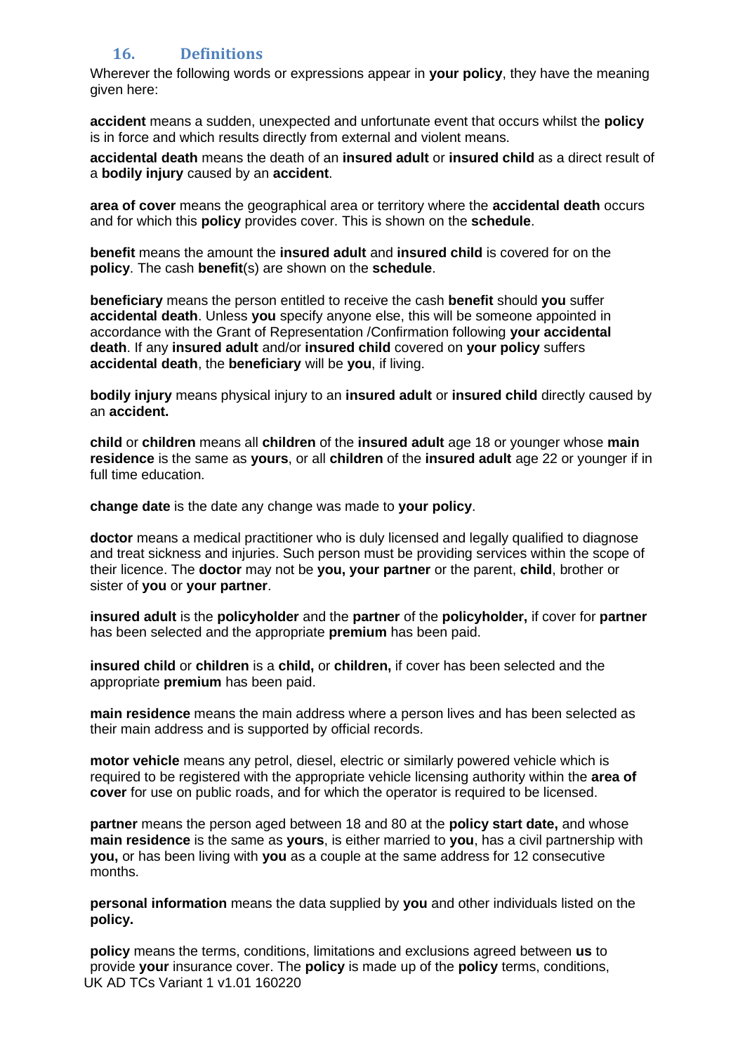## 16. Definitions

Wherever the following words or expressions appear in **your policy**, they have the meaning given here:

**accident** means a sudden, unexpected and unfortunate event that occurs whilst the **policy** is in force and which results directly from external and violent means.

**accidental death** means the death of an **insured adult** or **insured child** as a direct result of a **bodily injury** caused by an **accident**.

**area of cover** means the geographical area or territory where the **accidental death** occurs and for which this **policy** provides cover. This is shown on the **schedule**.

**benefit** means the amount the **insured adult** and **insured child** is covered for on the **policy**. The cash **benefit**(s) are shown on the **schedule**.

**beneficiary** means the person entitled to receive the cash **benefit** should **you** suffer **accidental death**. Unless **you** specify anyone else, this will be someone appointed in accordance with the Grant of Representation /Confirmation following **your accidental death**. If any **insured adult** and/or **insured child** covered on **your policy** suffers **accidental death**, the **beneficiary** will be **you**, if living.

**bodily injury** means physical injury to an **insured adult** or **insured child** directly caused by an **accident.**

**child** or **children** means all **children** of the **insured adult** age 18 or younger whose **main residence** is the same as **yours**, or all **children** of the **insured adult** age 22 or younger if in full time education.

**change date** is the date any change was made to **your policy**.

**doctor** means a medical practitioner who is duly licensed and legally qualified to diagnose and treat sickness and injuries. Such person must be providing services within the scope of their licence. The **doctor** may not be **you, your partner** or the parent, **child**, brother or sister of **you** or **your partner**.

**insured adult** is the **policyholder** and the **partner** of the **policyholder,** if cover for **partner** has been selected and the appropriate **premium** has been paid.

**insured child** or **children** is a **child,** or **children,** if cover has been selected and the appropriate **premium** has been paid.

**main residence** means the main address where a person lives and has been selected as their main address and is supported by official records.

**motor vehicle** means any petrol, diesel, electric or similarly powered vehicle which is required to be registered with the appropriate vehicle licensing authority within the **area of cover** for use on public roads, and for which the operator is required to be licensed.

**partner** means the person aged between 18 and 80 at the **policy start date,** and whose **main residence** is the same as **yours**, is either married to **you**, has a civil partnership with **you,** or has been living with **you** as a couple at the same address for 12 consecutive months.

**personal information** means the data supplied by **you** and other individuals listed on the **policy.**

**policy** means the terms, conditions, limitations and exclusions agreed between **us** to provide **your** insurance cover. The **policy** is made up of the **policy** terms, conditions,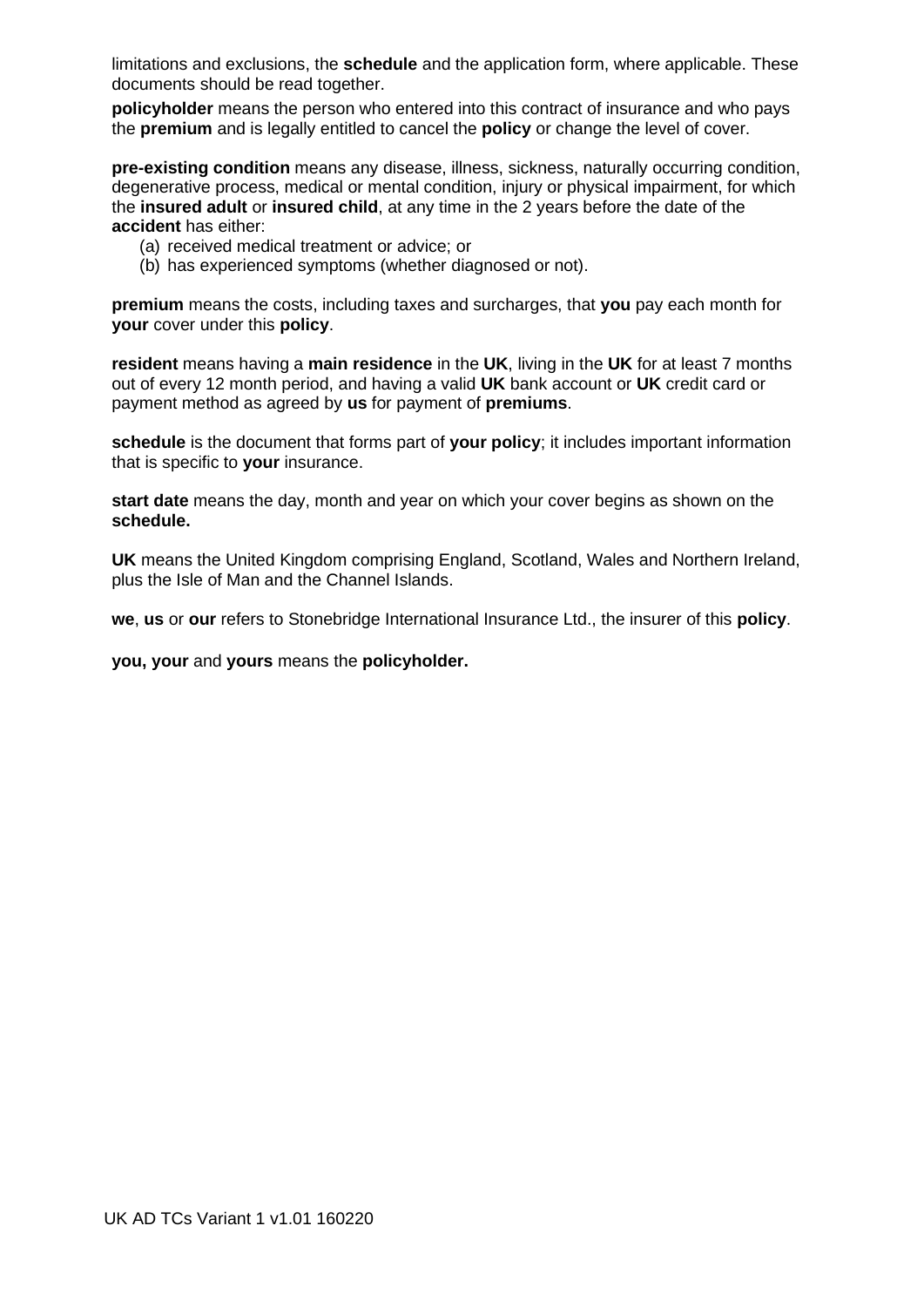limitations and exclusions, the **schedule** and the application form, where applicable. These documents should be read together.

**policyholder** means the person who entered into this contract of insurance and who pays the **premium** and is legally entitled to cancel the **policy** or change the level of cover.

**pre-existing condition** means any disease, illness, sickness, naturally occurring condition, degenerative process, medical or mental condition, injury or physical impairment, for which the **insured adult** or **insured child**, at any time in the 2 years before the date of the **accident** has either:

(a) received medical treatment or advice; or
(b) has experienced symptoms (whether diagnosed or not).

**premium** means the costs, including taxes and surcharges, that **you** pay each month for **your** cover under this **policy**.

**resident** means having a **main residence** in the **UK**, living in the **UK** for at least 7 months out of every 12 month period, and having a valid **UK** bank account or **UK** credit card or payment method as agreed by **us** for payment of **premiums**.

**schedule** is the document that forms part of **your policy**; it includes important information that is specific to **your** insurance.

**start date** means the day, month and year on which your cover begins as shown on the **schedule.**

**UK** means the United Kingdom comprising England, Scotland, Wales and Northern Ireland, plus the Isle of Man and the Channel Islands.

**we**, **us** or **our** refers to Stonebridge International Insurance Ltd., the insurer of this **policy**.

**you, your** and **yours** means the **policyholder.**